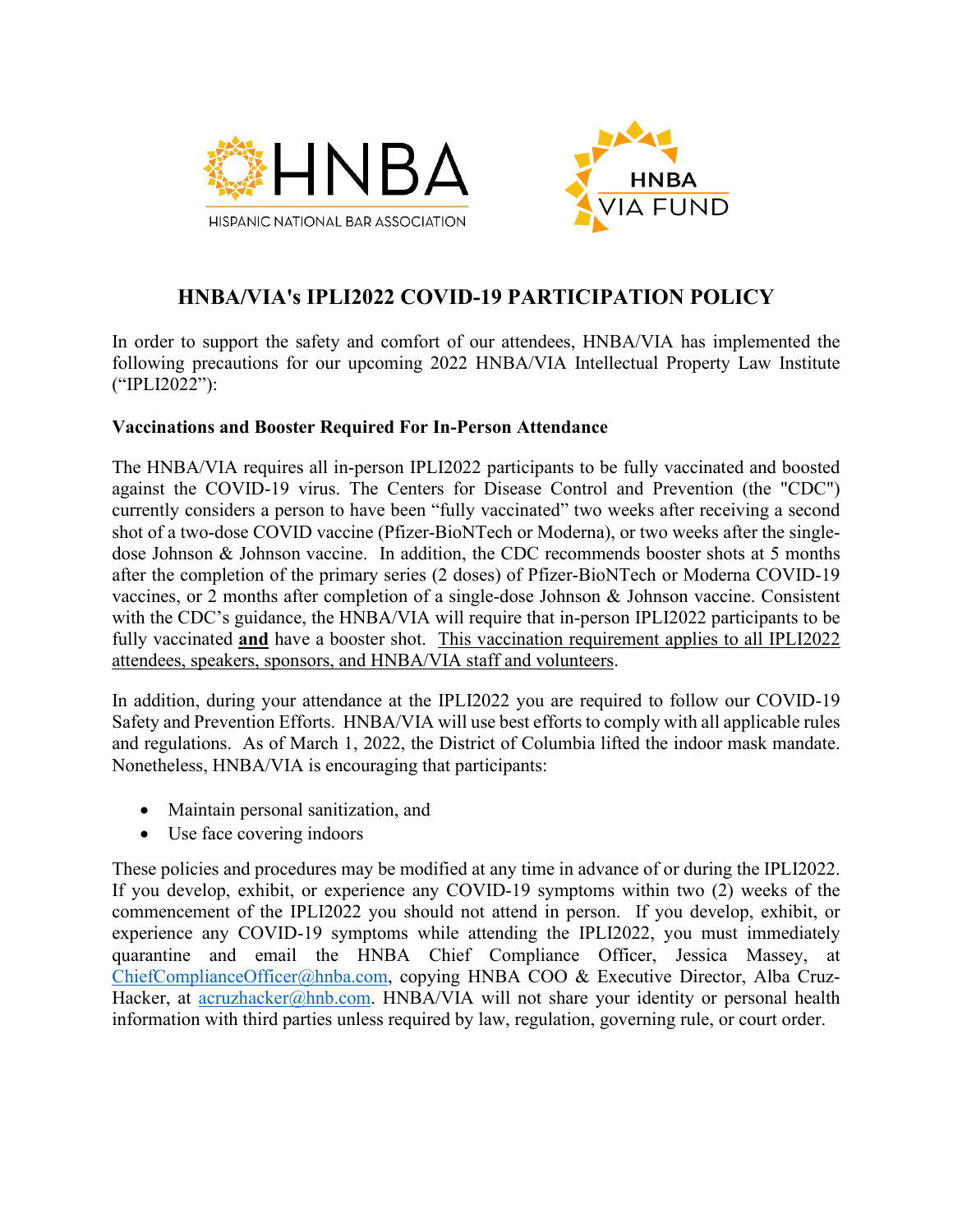HNBA
HISPANIC NATIONAL BAR ASSOCIATION

HNBA
VIA FUND

# HNBA/VIA's IPLI2022 COVID-19 PARTICIPATION POLICY

In order to support the safety and comfort of our attendees, HNBA/VIA has implemented the following precautions for our upcoming 2022 HNBA/VIA Intellectual Property Law Institute ("IPLI2022"):

**Vaccinations and Booster Required For In-Person Attendance**

The HNBA/VIA requires all in-person IPLI2022 participants to be fully vaccinated and boosted against the COVID-19 virus. The Centers for Disease Control and Prevention (the "CDC") currently considers a person to have been "fully vaccinated" two weeks after receiving a second shot of a two-dose COVID vaccine (Pfizer-BioNTech or Moderna), or two weeks after the single-dose Johnson & Johnson vaccine. In addition, the CDC recommends booster shots at 5 months after the completion of the primary series (2 doses) of Pfizer-BioNTech or Moderna COVID-19 vaccines, or 2 months after completion of a single-dose Johnson & Johnson vaccine. Consistent with the CDC's guidance, the HNBA/VIA will require that in-person IPLI2022 participants to be fully vaccinated **and** have a booster shot. This vaccination requirement applies to all IPLI2022 attendees, speakers, sponsors, and HNBA/VIA staff and volunteers.

In addition, during your attendance at the IPLI2022 you are required to follow our COVID-19 Safety and Prevention Efforts. HNBA/VIA will use best efforts to comply with all applicable rules and regulations. As of March 1, 2022, the District of Columbia lifted the indoor mask mandate. Nonetheless, HNBA/VIA is encouraging that participants:

- Maintain personal sanitization, and
- Use face covering indoors

These policies and procedures may be modified at any time in advance of or during the IPLI2022. If you develop, exhibit, or experience any COVID-19 symptoms within two (2) weeks of the commencement of the IPLI2022 you should not attend in person. If you develop, exhibit, or experience any COVID-19 symptoms while attending the IPLI2022, you must immediately quarantine and email the HNBA Chief Compliance Officer, Jessica Massey, at ChiefComplianceOfficer@hnba.com, copying HNBA COO & Executive Director, Alba Cruz-Hacker, at acruzhacker@hnb.com. HNBA/VIA will not share your identity or personal health information with third parties unless required by law, regulation, governing rule, or court order.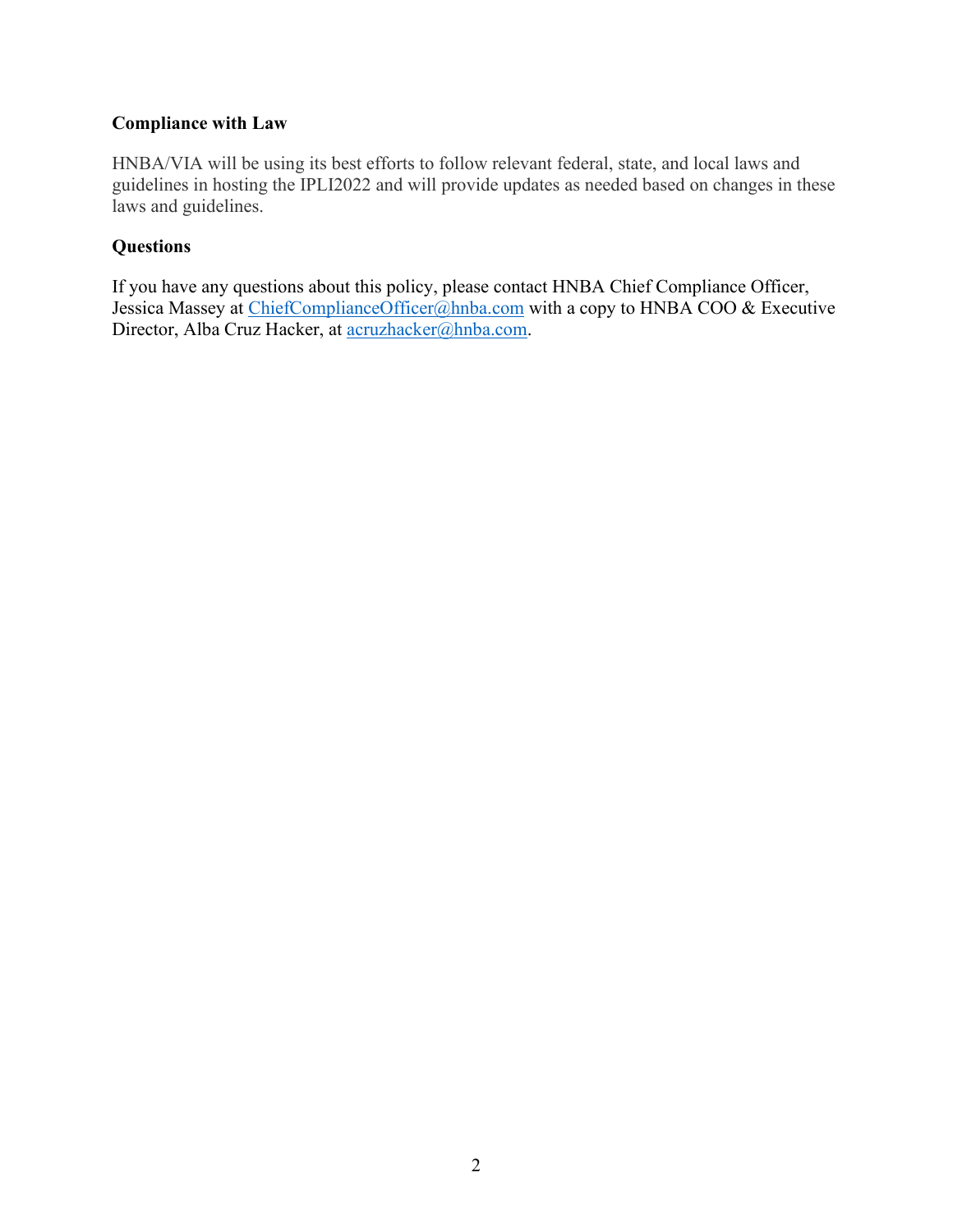**Compliance with Law**

HNBA/VIA will be using its best efforts to follow relevant federal, state, and local laws and guidelines in hosting the IPLI2022 and will provide updates as needed based on changes in these laws and guidelines.

**Questions**

If you have any questions about this policy, please contact HNBA Chief Compliance Officer, Jessica Massey at ChiefComplianceOfficer@hnba.com with a copy to HNBA COO & Executive Director, Alba Cruz Hacker, at acruzhacker@hnba.com.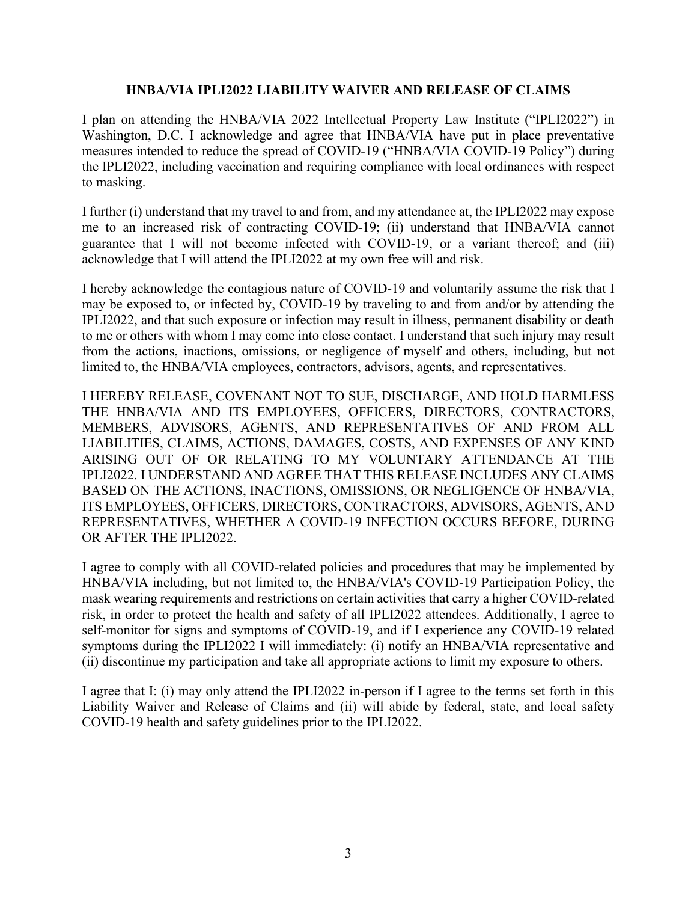**HNBA/VIA IPLI2022 LIABILITY WAIVER AND RELEASE OF CLAIMS**

I plan on attending the HNBA/VIA 2022 Intellectual Property Law Institute ("IPLI2022") in Washington, D.C. I acknowledge and agree that HNBA/VIA have put in place preventative measures intended to reduce the spread of COVID-19 ("HNBA/VIA COVID-19 Policy") during the IPLI2022, including vaccination and requiring compliance with local ordinances with respect to masking.

I further (i) understand that my travel to and from, and my attendance at, the IPLI2022 may expose me to an increased risk of contracting COVID-19; (ii) understand that HNBA/VIA cannot guarantee that I will not become infected with COVID-19, or a variant thereof; and (iii) acknowledge that I will attend the IPLI2022 at my own free will and risk.

I hereby acknowledge the contagious nature of COVID-19 and voluntarily assume the risk that I may be exposed to, or infected by, COVID-19 by traveling to and from and/or by attending the IPLI2022, and that such exposure or infection may result in illness, permanent disability or death to me or others with whom I may come into close contact. I understand that such injury may result from the actions, inactions, omissions, or negligence of myself and others, including, but not limited to, the HNBA/VIA employees, contractors, advisors, agents, and representatives.

I HEREBY RELEASE, COVENANT NOT TO SUE, DISCHARGE, AND HOLD HARMLESS THE HNBA/VIA AND ITS EMPLOYEES, OFFICERS, DIRECTORS, CONTRACTORS, MEMBERS, ADVISORS, AGENTS, AND REPRESENTATIVES OF AND FROM ALL LIABILITIES, CLAIMS, ACTIONS, DAMAGES, COSTS, AND EXPENSES OF ANY KIND ARISING OUT OF OR RELATING TO MY VOLUNTARY ATTENDANCE AT THE IPLI2022. I UNDERSTAND AND AGREE THAT THIS RELEASE INCLUDES ANY CLAIMS BASED ON THE ACTIONS, INACTIONS, OMISSIONS, OR NEGLIGENCE OF HNBA/VIA, ITS EMPLOYEES, OFFICERS, DIRECTORS, CONTRACTORS, ADVISORS, AGENTS, AND REPRESENTATIVES, WHETHER A COVID-19 INFECTION OCCURS BEFORE, DURING OR AFTER THE IPLI2022.

I agree to comply with all COVID-related policies and procedures that may be implemented by HNBA/VIA including, but not limited to, the HNBA/VIA's COVID-19 Participation Policy, the mask wearing requirements and restrictions on certain activities that carry a higher COVID-related risk, in order to protect the health and safety of all IPLI2022 attendees. Additionally, I agree to self-monitor for signs and symptoms of COVID-19, and if I experience any COVID-19 related symptoms during the IPLI2022 I will immediately: (i) notify an HNBA/VIA representative and (ii) discontinue my participation and take all appropriate actions to limit my exposure to others.

I agree that I: (i) may only attend the IPLI2022 in-person if I agree to the terms set forth in this Liability Waiver and Release of Claims and (ii) will abide by federal, state, and local safety COVID-19 health and safety guidelines prior to the IPLI2022.